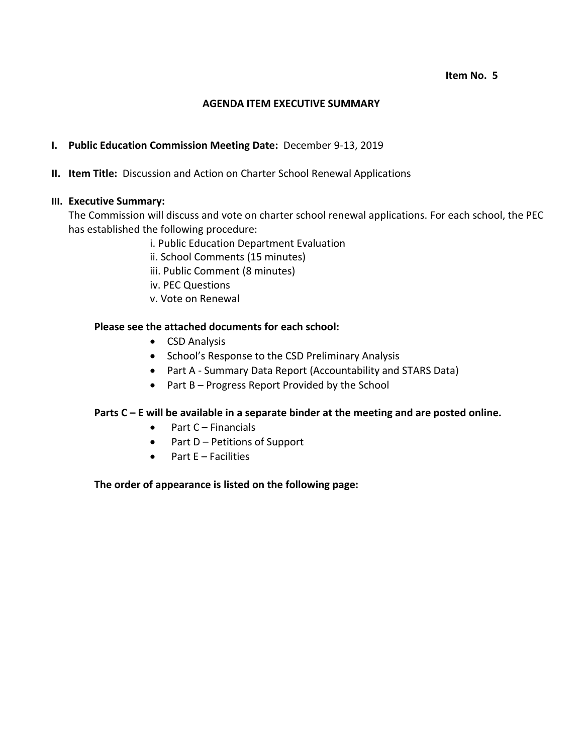**Item No. 5**

## AGENDA ITEM EXECUTIVE SUMMARY

**I. Public Education Commission Meeting Date:** December 9-13, 2019

**II. Item Title:** Discussion and Action on Charter School Renewal Applications

**III. Executive Summary:**

The Commission will discuss and vote on charter school renewal applications. For each school, the PEC has established the following procedure:

i. Public Education Department Evaluation
ii. School Comments (15 minutes)
iii. Public Comment (8 minutes)
iv. PEC Questions
v. Vote on Renewal

**Please see the attached documents for each school:**

- CSD Analysis
- School's Response to the CSD Preliminary Analysis
- Part A - Summary Data Report (Accountability and STARS Data)
- Part B – Progress Report Provided by the School

**Parts C – E will be available in a separate binder at the meeting and are posted online.**

- Part C – Financials
- Part D – Petitions of Support
- Part E – Facilities

**The order of appearance is listed on the following page:**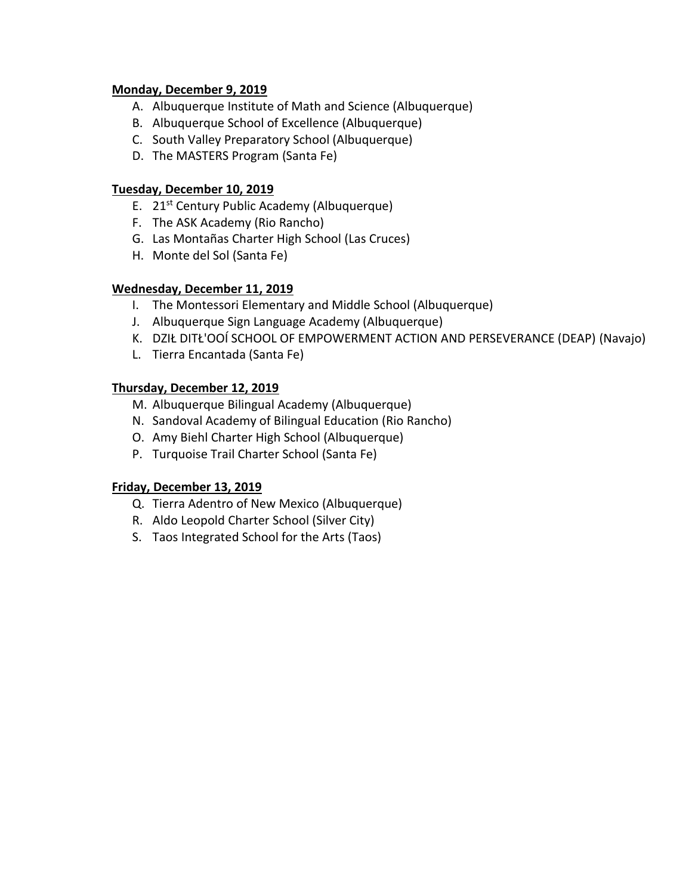**Monday, December 9, 2019**

A. Albuquerque Institute of Math and Science (Albuquerque)
B. Albuquerque School of Excellence (Albuquerque)
C. South Valley Preparatory School (Albuquerque)
D. The MASTERS Program (Santa Fe)

**Tuesday, December 10, 2019**

E. 21st Century Public Academy (Albuquerque)
F. The ASK Academy (Rio Rancho)
G. Las Montañas Charter High School (Las Cruces)
H. Monte del Sol (Santa Fe)

**Wednesday, December 11, 2019**

I. The Montessori Elementary and Middle School (Albuquerque)
J. Albuquerque Sign Language Academy (Albuquerque)
K. DZIŁ DITŁ'OOÍ SCHOOL OF EMPOWERMENT ACTION AND PERSEVERANCE (DEAP) (Navajo)
L. Tierra Encantada (Santa Fe)

**Thursday, December 12, 2019**

M. Albuquerque Bilingual Academy (Albuquerque)
N. Sandoval Academy of Bilingual Education (Rio Rancho)
O. Amy Biehl Charter High School (Albuquerque)
P. Turquoise Trail Charter School (Santa Fe)

**Friday, December 13, 2019**

Q. Tierra Adentro of New Mexico (Albuquerque)
R. Aldo Leopold Charter School (Silver City)
S. Taos Integrated School for the Arts (Taos)